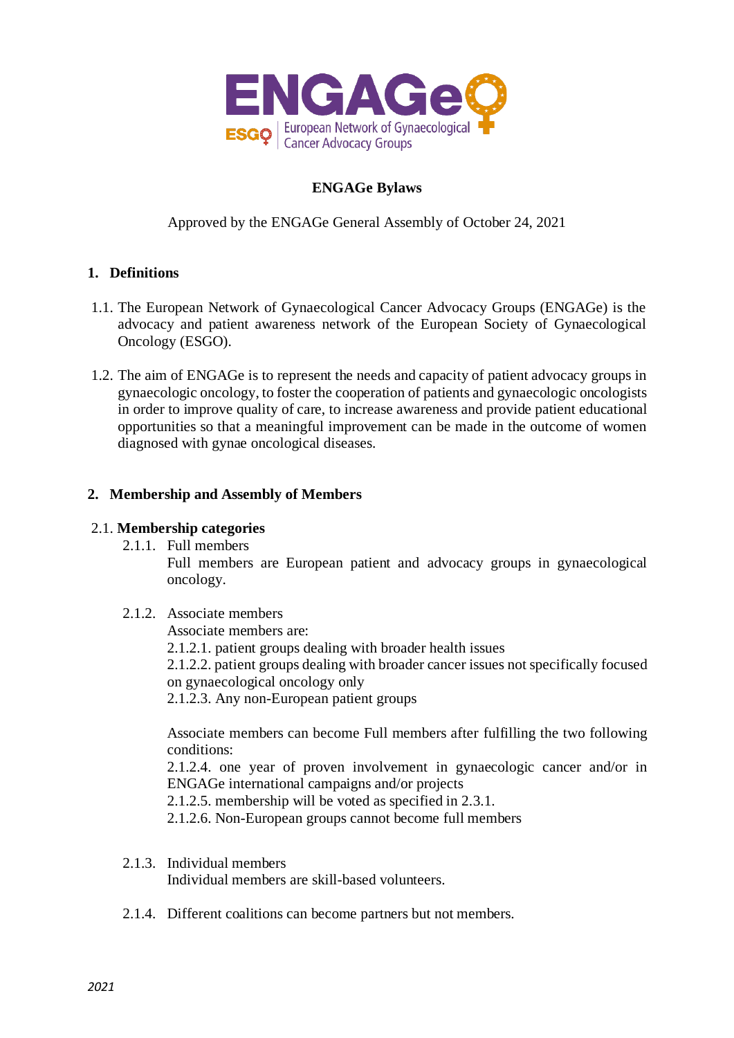ENGAGe
ESGO | European Network of Gynaecological Cancer Advocacy Groups

# ENGAGe Bylaws

Approved by the ENGAGe General Assembly of October 24, 2021

## 1. Definitions

1.1. The European Network of Gynaecological Cancer Advocacy Groups (ENGAGe) is the advocacy and patient awareness network of the European Society of Gynaecological Oncology (ESGO).

1.2. The aim of ENGAGe is to represent the needs and capacity of patient advocacy groups in gynaecologic oncology, to foster the cooperation of patients and gynaecologic oncologists in order to improve quality of care, to increase awareness and provide patient educational opportunities so that a meaningful improvement can be made in the outcome of women diagnosed with gynae oncological diseases.

## 2. Membership and Assembly of Members

### 2.1. Membership categories

2.1.1. Full members

Full members are European patient and advocacy groups in gynaecological oncology.

2.1.2. Associate members

Associate members are:

2.1.2.1. patient groups dealing with broader health issues

2.1.2.2. patient groups dealing with broader cancer issues not specifically focused on gynaecological oncology only

2.1.2.3. Any non-European patient groups

Associate members can become Full members after fulfilling the two following conditions:

2.1.2.4. one year of proven involvement in gynaecologic cancer and/or in ENGAGe international campaigns and/or projects

2.1.2.5. membership will be voted as specified in 2.3.1.

2.1.2.6. Non-European groups cannot become full members

2.1.3. Individual members

Individual members are skill-based volunteers.

2.1.4. Different coalitions can become partners but not members.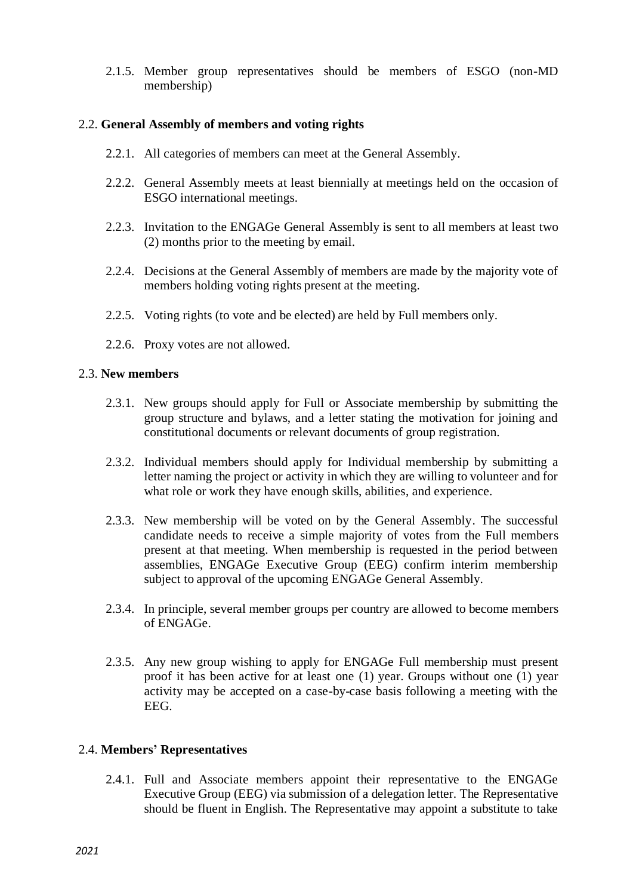2.1.5. Member group representatives should be members of ESGO (non-MD membership)

## 2.2. **General Assembly of members and voting rights**

2.2.1. All categories of members can meet at the General Assembly.

2.2.2. General Assembly meets at least biennially at meetings held on the occasion of ESGO international meetings.

2.2.3. Invitation to the ENGAGe General Assembly is sent to all members at least two (2) months prior to the meeting by email.

2.2.4. Decisions at the General Assembly of members are made by the majority vote of members holding voting rights present at the meeting.

2.2.5. Voting rights (to vote and be elected) are held by Full members only.

2.2.6. Proxy votes are not allowed.

## 2.3. **New members**

2.3.1. New groups should apply for Full or Associate membership by submitting the group structure and bylaws, and a letter stating the motivation for joining and constitutional documents or relevant documents of group registration.

2.3.2. Individual members should apply for Individual membership by submitting a letter naming the project or activity in which they are willing to volunteer and for what role or work they have enough skills, abilities, and experience.

2.3.3. New membership will be voted on by the General Assembly. The successful candidate needs to receive a simple majority of votes from the Full members present at that meeting. When membership is requested in the period between assemblies, ENGAGe Executive Group (EEG) confirm interim membership subject to approval of the upcoming ENGAGe General Assembly.

2.3.4. In principle, several member groups per country are allowed to become members of ENGAGe.

2.3.5. Any new group wishing to apply for ENGAGe Full membership must present proof it has been active for at least one (1) year. Groups without one (1) year activity may be accepted on a case-by-case basis following a meeting with the EEG.

## 2.4. **Members' Representatives**

2.4.1. Full and Associate members appoint their representative to the ENGAGe Executive Group (EEG) via submission of a delegation letter. The Representative should be fluent in English. The Representative may appoint a substitute to take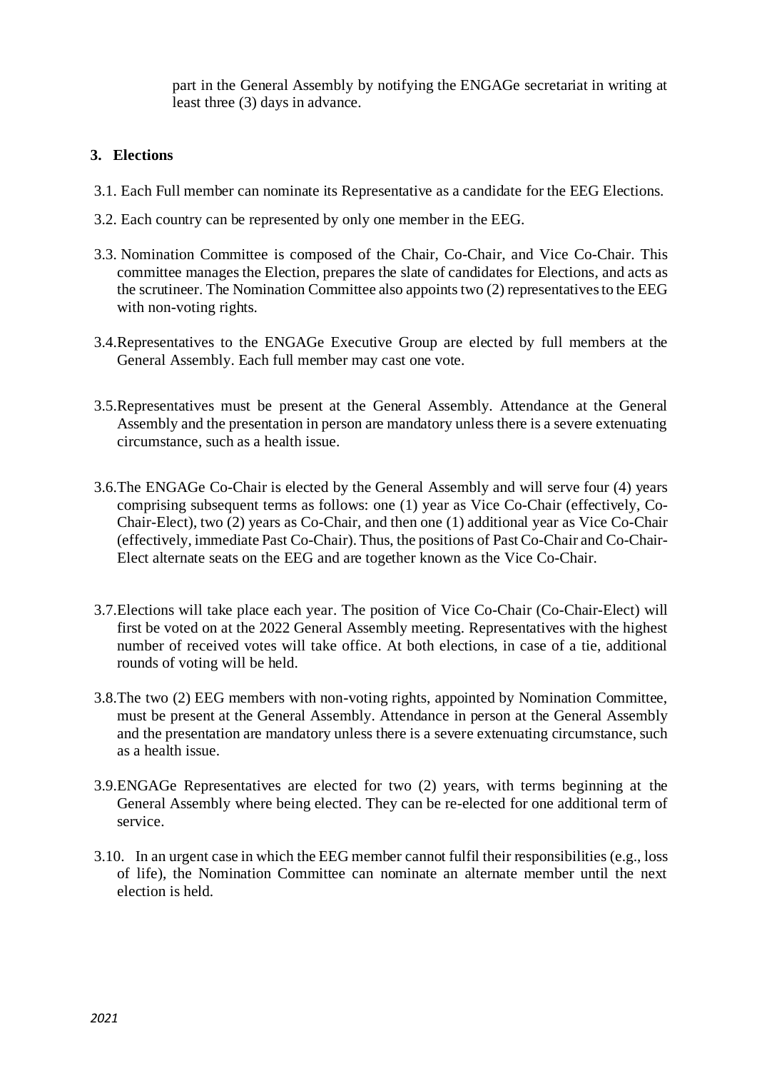part in the General Assembly by notifying the ENGAGe secretariat in writing at least three (3) days in advance.

## 3. Elections

3.1. Each Full member can nominate its Representative as a candidate for the EEG Elections.

3.2. Each country can be represented by only one member in the EEG.

3.3. Nomination Committee is composed of the Chair, Co-Chair, and Vice Co-Chair. This committee manages the Election, prepares the slate of candidates for Elections, and acts as the scrutineer. The Nomination Committee also appoints two (2) representatives to the EEG with non-voting rights.

3.4. Representatives to the ENGAGe Executive Group are elected by full members at the General Assembly. Each full member may cast one vote.

3.5. Representatives must be present at the General Assembly. Attendance at the General Assembly and the presentation in person are mandatory unless there is a severe extenuating circumstance, such as a health issue.

3.6. The ENGAGe Co-Chair is elected by the General Assembly and will serve four (4) years comprising subsequent terms as follows: one (1) year as Vice Co-Chair (effectively, Co-Chair-Elect), two (2) years as Co-Chair, and then one (1) additional year as Vice Co-Chair (effectively, immediate Past Co-Chair). Thus, the positions of Past Co-Chair and Co-Chair-Elect alternate seats on the EEG and are together known as the Vice Co-Chair.

3.7. Elections will take place each year. The position of Vice Co-Chair (Co-Chair-Elect) will first be voted on at the 2022 General Assembly meeting. Representatives with the highest number of received votes will take office. At both elections, in case of a tie, additional rounds of voting will be held.

3.8. The two (2) EEG members with non-voting rights, appointed by Nomination Committee, must be present at the General Assembly. Attendance in person at the General Assembly and the presentation are mandatory unless there is a severe extenuating circumstance, such as a health issue.

3.9. ENGAGe Representatives are elected for two (2) years, with terms beginning at the General Assembly where being elected. They can be re-elected for one additional term of service.

3.10. In an urgent case in which the EEG member cannot fulfil their responsibilities (e.g., loss of life), the Nomination Committee can nominate an alternate member until the next election is held.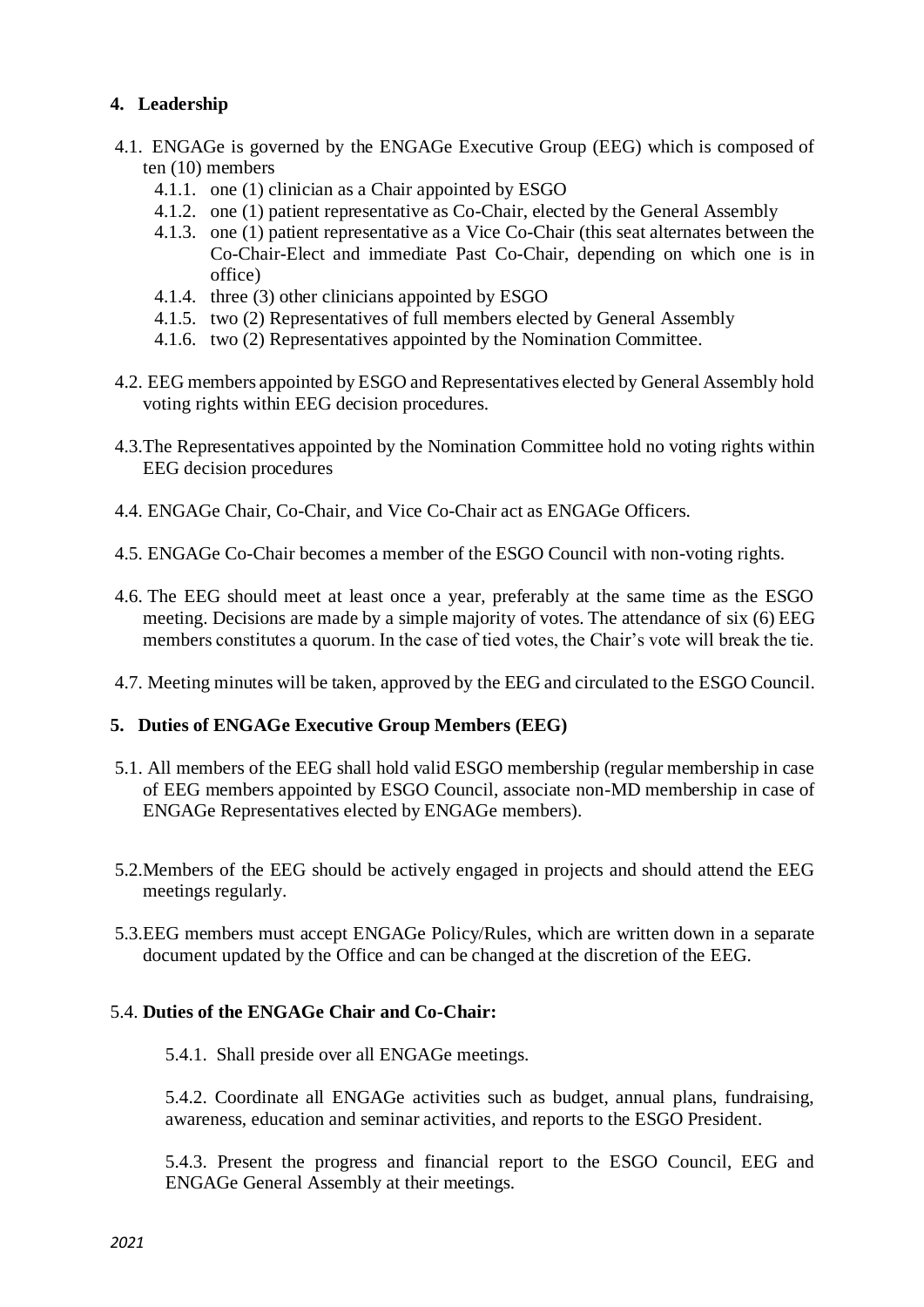## 4. Leadership

4.1. ENGAGe is governed by the ENGAGe Executive Group (EEG) which is composed of ten (10) members

- 4.1.1. one (1) clinician as a Chair appointed by ESGO
- 4.1.2. one (1) patient representative as Co-Chair, elected by the General Assembly
- 4.1.3. one (1) patient representative as a Vice Co-Chair (this seat alternates between the Co-Chair-Elect and immediate Past Co-Chair, depending on which one is in office)
- 4.1.4. three (3) other clinicians appointed by ESGO
- 4.1.5. two (2) Representatives of full members elected by General Assembly
- 4.1.6. two (2) Representatives appointed by the Nomination Committee.

4.2. EEG members appointed by ESGO and Representatives elected by General Assembly hold voting rights within EEG decision procedures.

4.3. The Representatives appointed by the Nomination Committee hold no voting rights within EEG decision procedures

4.4. ENGAGe Chair, Co-Chair, and Vice Co-Chair act as ENGAGe Officers.

4.5. ENGAGe Co-Chair becomes a member of the ESGO Council with non-voting rights.

4.6. The EEG should meet at least once a year, preferably at the same time as the ESGO meeting. Decisions are made by a simple majority of votes. The attendance of six (6) EEG members constitutes a quorum. In the case of tied votes, the Chair's vote will break the tie.

4.7. Meeting minutes will be taken, approved by the EEG and circulated to the ESGO Council.

## 5. Duties of ENGAGe Executive Group Members (EEG)

5.1. All members of the EEG shall hold valid ESGO membership (regular membership in case of EEG members appointed by ESGO Council, associate non-MD membership in case of ENGAGe Representatives elected by ENGAGe members).

5.2. Members of the EEG should be actively engaged in projects and should attend the EEG meetings regularly.

5.3. EEG members must accept ENGAGe Policy/Rules, which are written down in a separate document updated by the Office and can be changed at the discretion of the EEG.

5.4. **Duties of the ENGAGe Chair and Co-Chair:**

5.4.1. Shall preside over all ENGAGe meetings.

5.4.2. Coordinate all ENGAGe activities such as budget, annual plans, fundraising, awareness, education and seminar activities, and reports to the ESGO President.

5.4.3. Present the progress and financial report to the ESGO Council, EEG and ENGAGe General Assembly at their meetings.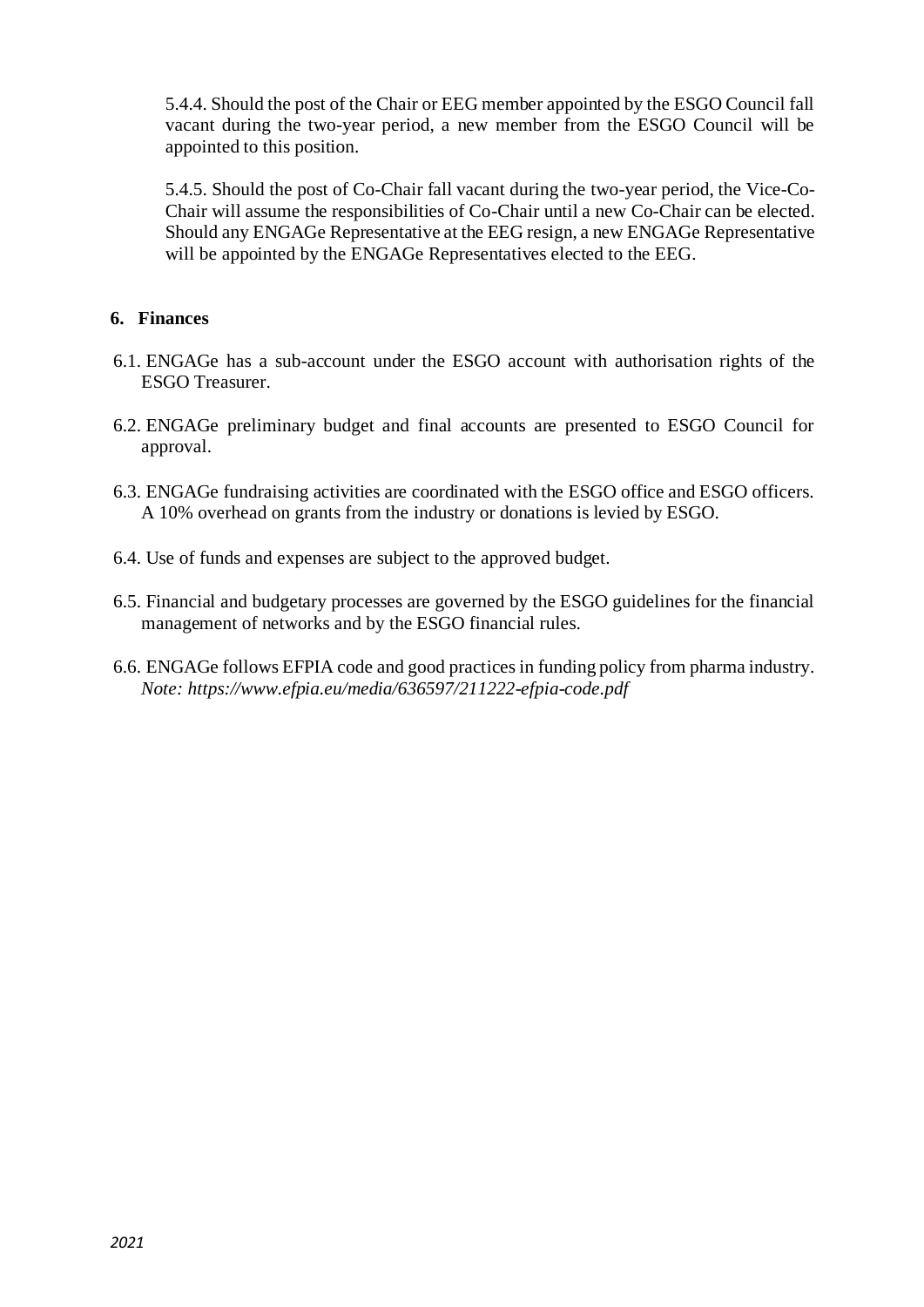5.4.4. Should the post of the Chair or EEG member appointed by the ESGO Council fall vacant during the two-year period, a new member from the ESGO Council will be appointed to this position.

5.4.5. Should the post of Co-Chair fall vacant during the two-year period, the Vice-Co-Chair will assume the responsibilities of Co-Chair until a new Co-Chair can be elected. Should any ENGAGe Representative at the EEG resign, a new ENGAGe Representative will be appointed by the ENGAGe Representatives elected to the EEG.

## 6. Finances

6.1. ENGAGe has a sub-account under the ESGO account with authorisation rights of the ESGO Treasurer.

6.2. ENGAGe preliminary budget and final accounts are presented to ESGO Council for approval.

6.3. ENGAGe fundraising activities are coordinated with the ESGO office and ESGO officers. A 10% overhead on grants from the industry or donations is levied by ESGO.

6.4. Use of funds and expenses are subject to the approved budget.

6.5. Financial and budgetary processes are governed by the ESGO guidelines for the financial management of networks and by the ESGO financial rules.

6.6. ENGAGe follows EFPIA code and good practices in funding policy from pharma industry. *Note: https://www.efpia.eu/media/636597/211222-efpia-code.pdf*

*2021*